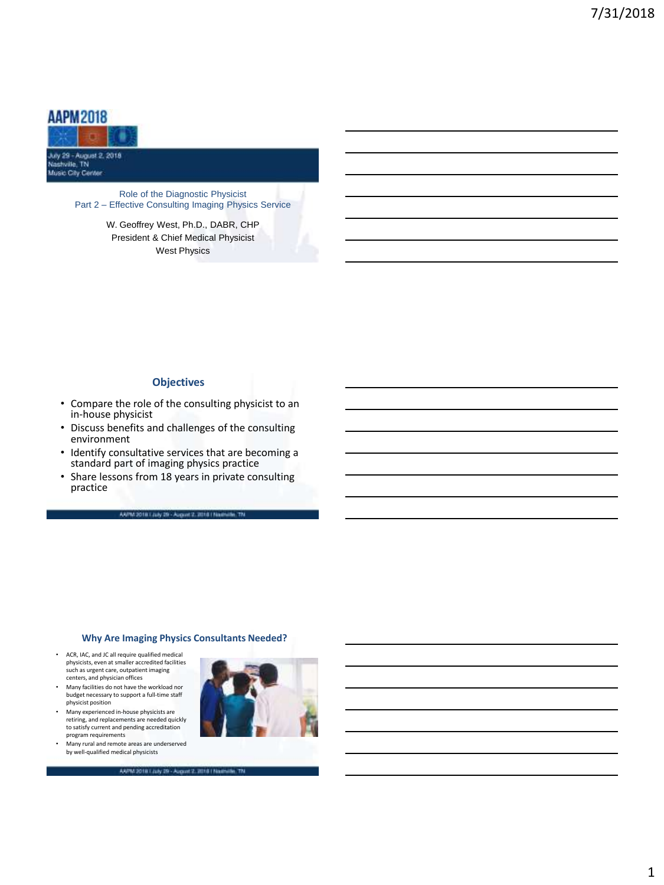AAPM 2018

July 29 - August 2, 2018
Nashville, TN
Music City Center

## Role of the Diagnostic Physicist
## Part 2 – Effective Consulting Imaging Physics Service

W. Geoffrey West, Ph.D., DABR, CHP
President & Chief Medical Physicist
West Physics

### Objectives

- Compare the role of the consulting physicist to an in-house physicist
- Discuss benefits and challenges of the consulting environment
- Identify consultative services that are becoming a standard part of imaging physics practice
- Share lessons from 18 years in private consulting practice

### Why Are Imaging Physics Consultants Needed?

- ACR, IAC, and JC all require qualified medical physicists, even at smaller accredited facilities such as urgent care, outpatient imaging centers, and physician offices
- Many facilities do not have the workload nor budget necessary to support a full-time staff physicist position
- Many experienced in-house physicists are retiring, and replacements are needed quickly to satisfy current and pending accreditation program requirements
- Many rural and remote areas are underserved by well-qualified medical physicists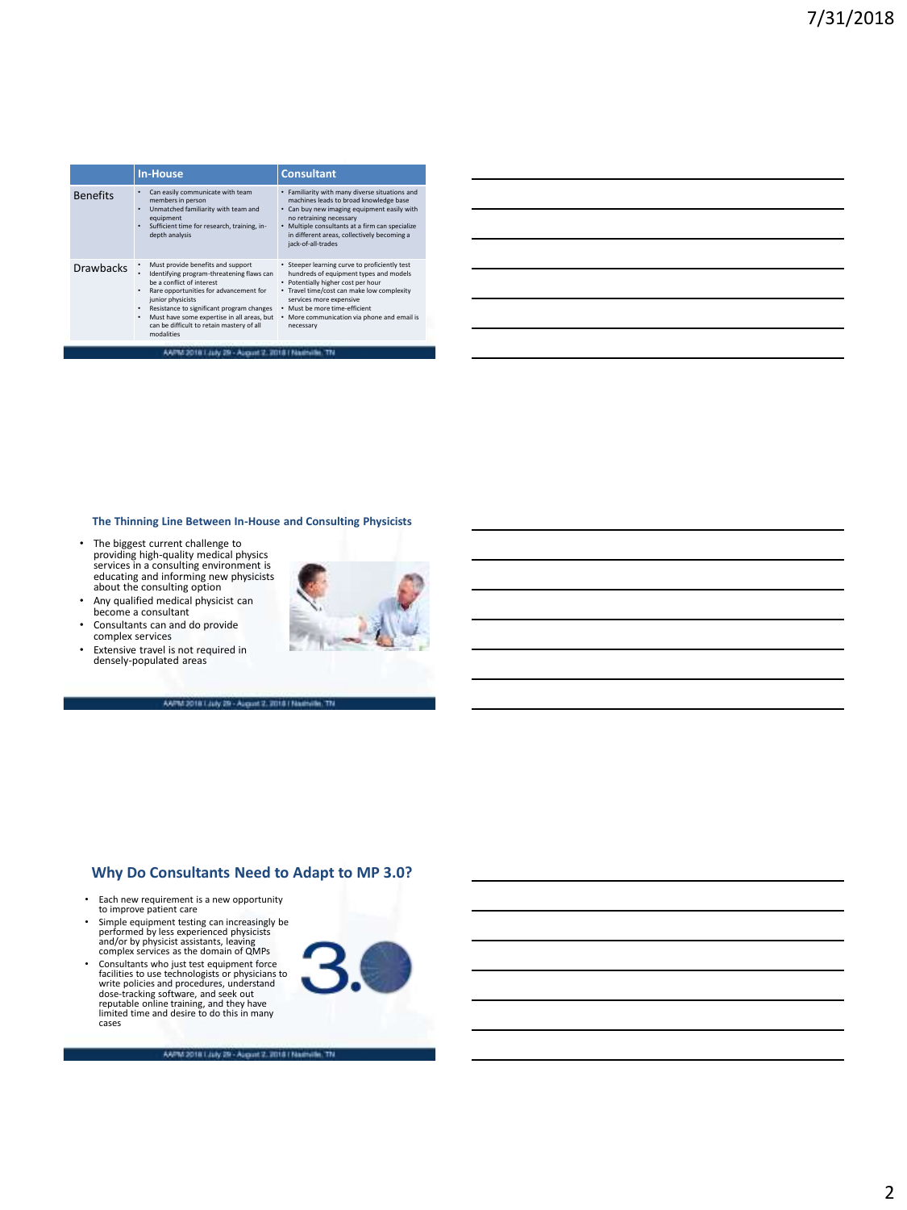| | In-House | Consultant |
| --- | --- | --- |
| Benefits | • Can easily communicate with team members in person<br>• Unmatched familiarity with team and equipment<br>• Sufficient time for research, training, in-depth analysis | • Familiarity with many diverse situations and machines leads to broad knowledge base<br>• Can buy new imaging equipment easily with no retraining necessary<br>• Multiple consultants at a firm can specialize in different areas, collectively becoming a jack-of-all-trades |
| Drawbacks | • Must provide benefits and support<br>• Identifying program-threatening flaws can be a conflict of interest<br>• Rare opportunities for advancement for junior physicists<br>• Resistance to significant program changes<br>• Must have some expertise in all areas, but can be difficult to retain mastery of all modalities | • Steeper learning curve to proficiently test hundreds of equipment types and models<br>• Potentially higher cost per hour<br>• Travel time/cost can make low complexity services more expensive<br>• Must be more time-efficient<br>• More communication via phone and email is necessary |

## The Thinning Line Between In-House and Consulting Physicists

- The biggest current challenge to providing high-quality medical physics services in a consulting environment is educating and informing new physicists about the consulting option
- Any qualified medical physicist can become a consultant
- Consultants can and do provide complex services
- Extensive travel is not required in densely-populated areas

## Why Do Consultants Need to Adapt to MP 3.0?

- Each new requirement is a new opportunity to improve patient care
- Simple equipment testing can increasingly be performed by less experienced physicists and/or by physicist assistants, leaving complex services as the domain of QMPs
- Consultants who just test equipment force facilities to use technologists or physicians to write policies and procedures, understand dose-tracking software, and seek out reputable online training, and they have limited time and desire to do this in many cases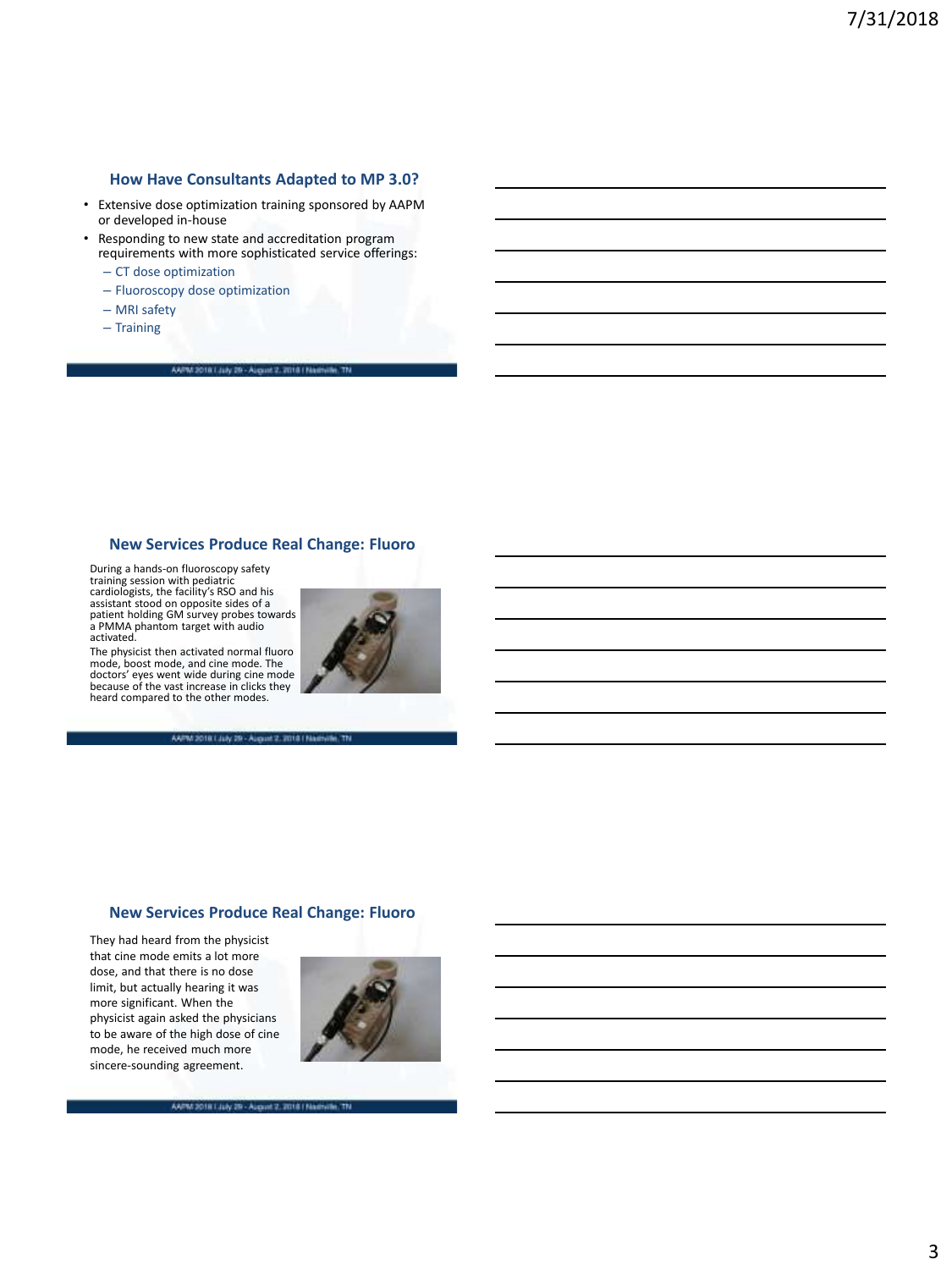## How Have Consultants Adapted to MP 3.0?

- Extensive dose optimization training sponsored by AAPM or developed in-house
- Responding to new state and accreditation program requirements with more sophisticated service offerings:
  - CT dose optimization
  - Fluoroscopy dose optimization
  - MRI safety
  - Training

## New Services Produce Real Change: Fluoro

During a hands-on fluoroscopy safety training session with pediatric cardiologists, the facility's RSO and his assistant stood on opposite sides of a patient holding GM survey probes towards a PMMA phantom target with audio activated.

The physicist then activated normal fluoro mode, boost mode, and cine mode. The doctors' eyes went wide during cine mode because of the vast increase in clicks they heard compared to the other modes.

## New Services Produce Real Change: Fluoro

They had heard from the physicist that cine mode emits a lot more dose, and that there is no dose limit, but actually hearing it was more significant. When the physicist again asked the physicians to be aware of the high dose of cine mode, he received much more sincere-sounding agreement.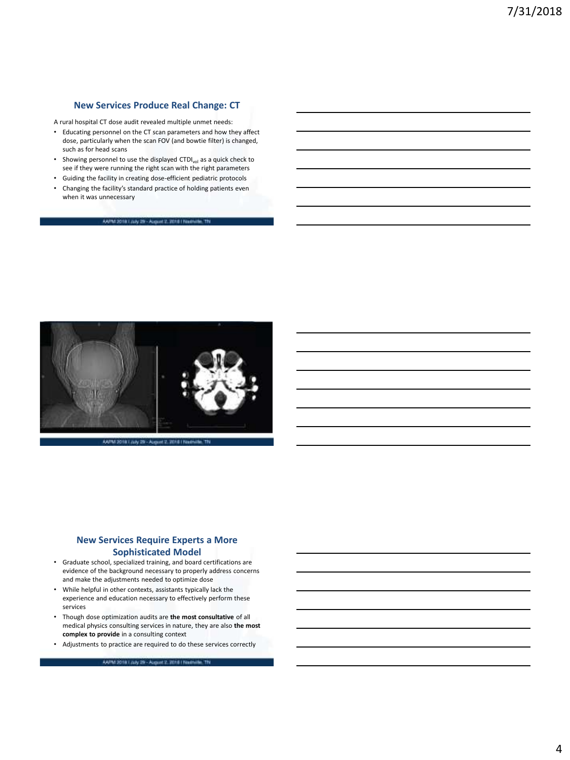## New Services Produce Real Change: CT

A rural hospital CT dose audit revealed multiple unmet needs:

- Educating personnel on the CT scan parameters and how they affect dose, particularly when the scan FOV (and bowtie filter) is changed, such as for head scans
- Showing personnel to use the displayed $CTDI_{vol}$ as a quick check to see if they were running the right scan with the right parameters
- Guiding the facility in creating dose-efficient pediatric protocols
- Changing the facility's standard practice of holding patients even when it was unnecessary

## New Services Require Experts a More Sophisticated Model

- Graduate school, specialized training, and board certifications are evidence of the background necessary to properly address concerns and make the adjustments needed to optimize dose
- While helpful in other contexts, assistants typically lack the experience and education necessary to effectively perform these services
- Though dose optimization audits are **the most consultative** of all medical physics consulting services in nature, they are also **the most complex to provide** in a consulting context
- Adjustments to practice are required to do these services correctly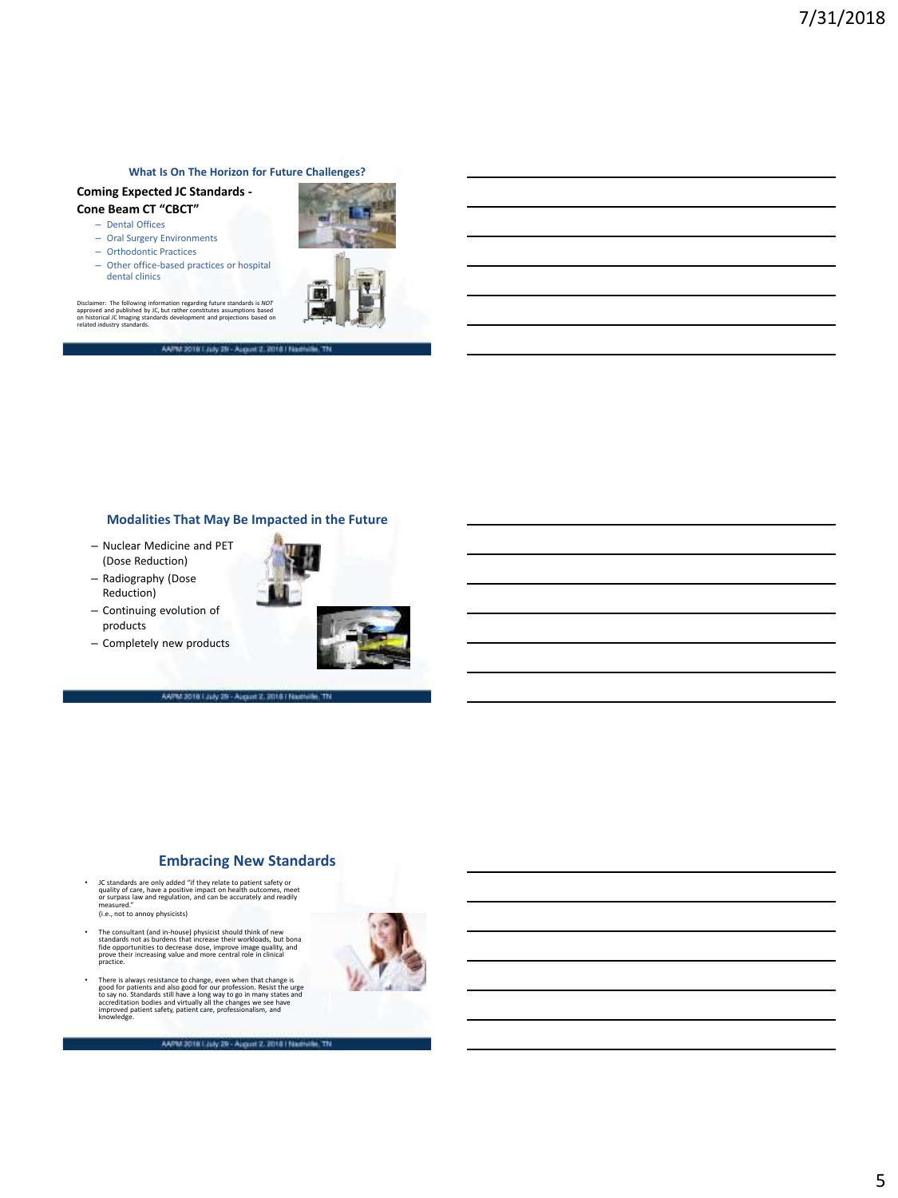## What Is On The Horizon for Future Challenges?

**Coming Expected JC Standards - Cone Beam CT "CBCT"**

- Dental Offices
- Oral Surgery Environments
- Orthodontic Practices
- Other office-based practices or hospital dental clinics

Disclaimer: The following information regarding future standards is *NOT* approved and published by JC, but rather constitutes assumptions based on historical JC Imaging standards development and projections based on related industry standards.

## Modalities That May Be Impacted in the Future

- Nuclear Medicine and PET (Dose Reduction)
- Radiography (Dose Reduction)
- Continuing evolution of products
- Completely new products

## Embracing New Standards

- JC standards are only added "if they relate to patient safety or quality of care, have a positive impact on health outcomes, meet or surpass law and regulation, and can be accurately and readily measured."
  (i.e., not to annoy physicists)
- The consultant (and in-house) physicist should think of new standards not as burdens that increase their workloads, but bona fide opportunities to decrease dose, improve image quality, and prove their increasing value and more central role in clinical practice.
- There is always resistance to change, even when that change is good for patients and also good for our profession. Resist the urge to say no. Standards still have a long way to go in many states and accreditation bodies and virtually all the changes we see have improved patient safety, patient care, professionalism, and knowledge.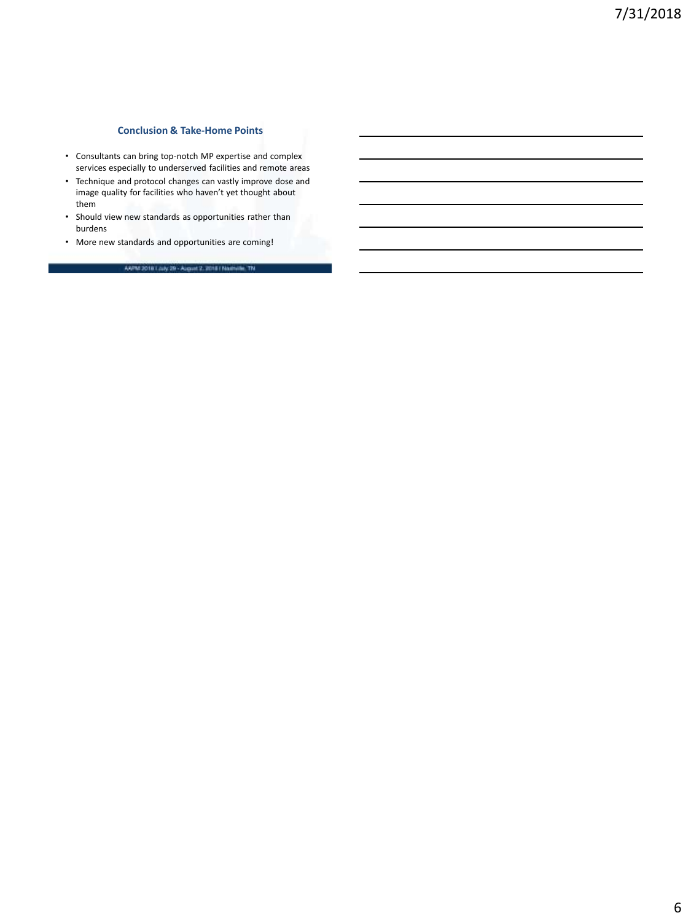## Conclusion & Take-Home Points

- Consultants can bring top-notch MP expertise and complex services especially to underserved facilities and remote areas
- Technique and protocol changes can vastly improve dose and image quality for facilities who haven't yet thought about them
- Should view new standards as opportunities rather than burdens
- More new standards and opportunities are coming!

AAPM 2018 | July 29 - August 2, 2018 | Nashville, TN